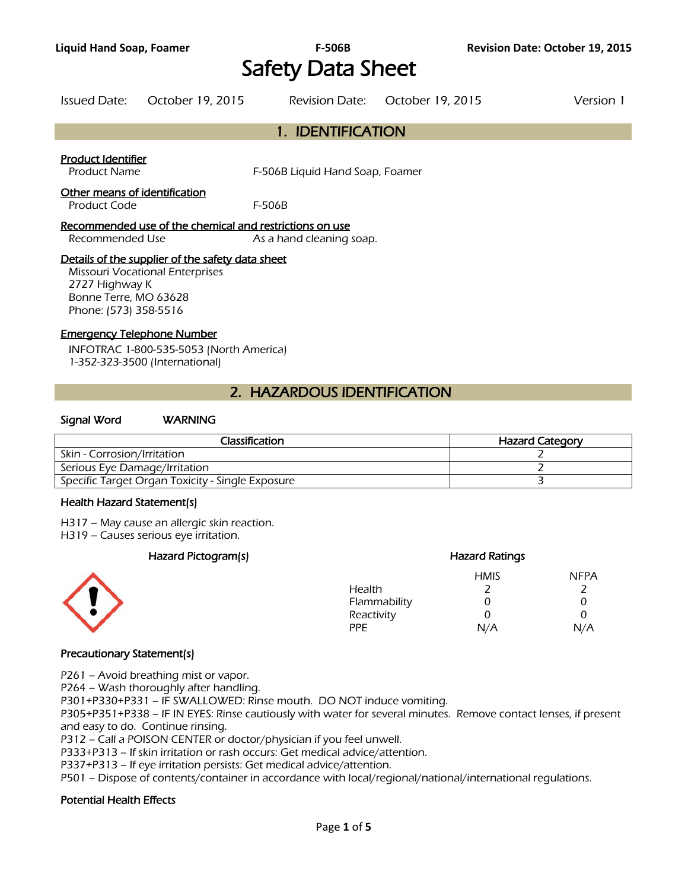# Safety Data Sheet

Issued Date: October 19, 2015 Revision Date: October 19, 2015 Version 1

## 1. IDENTIFICATION

**Product Identifier**

Product Name F-506B Liquid Hand Soap, Foamer

**Other means of identification**

Product Code F-506B

**Recommended use of the chemical and restrictions on use**

Recommended Use As a hand cleaning soap.

**Details of the supplier of the safety data sheet**

Missouri Vocational Enterprises
2727 Highway K
Bonne Terre, MO 63628
Phone: (573) 358-5516

**Emergency Telephone Number**

INFOTRAC 1-800-535-5053 (North America)
1-352-323-3500 (International)

## 2. HAZARDOUS IDENTIFICATION

**Signal Word** WARNING

| Classification | Hazard Category |
|---|---|
| Skin - Corrosion/Irritation | 2 |
| Serious Eye Damage/Irritation | 2 |
| Specific Target Organ Toxicity - Single Exposure | 3 |

### Health Hazard Statement(s)

H317 – May cause an allergic skin reaction.
H319 – Causes serious eye irritation.

**Hazard Pictogram(s)**

**Hazard Ratings**

| | HMIS | NFPA |
|---|---|---|
| Health | 2 | 2 |
| Flammability | 0 | 0 |
| Reactivity | 0 | 0 |
| PPE | N/A | N/A |

### Precautionary Statement(s)

P261 – Avoid breathing mist or vapor.
P264 – Wash thoroughly after handling.
P301+P330+P331 – IF SWALLOWED: Rinse mouth. DO NOT induce vomiting.
P305+P351+P338 – IF IN EYES: Rinse cautiously with water for several minutes. Remove contact lenses, if present and easy to do. Continue rinsing.
P312 – Call a POISON CENTER or doctor/physician if you feel unwell.
P333+P313 – If skin irritation or rash occurs: Get medical advice/attention.
P337+P313 – If eye irritation persists: Get medical advice/attention.
P501 – Dispose of contents/container in accordance with local/regional/national/international regulations.

### Potential Health Effects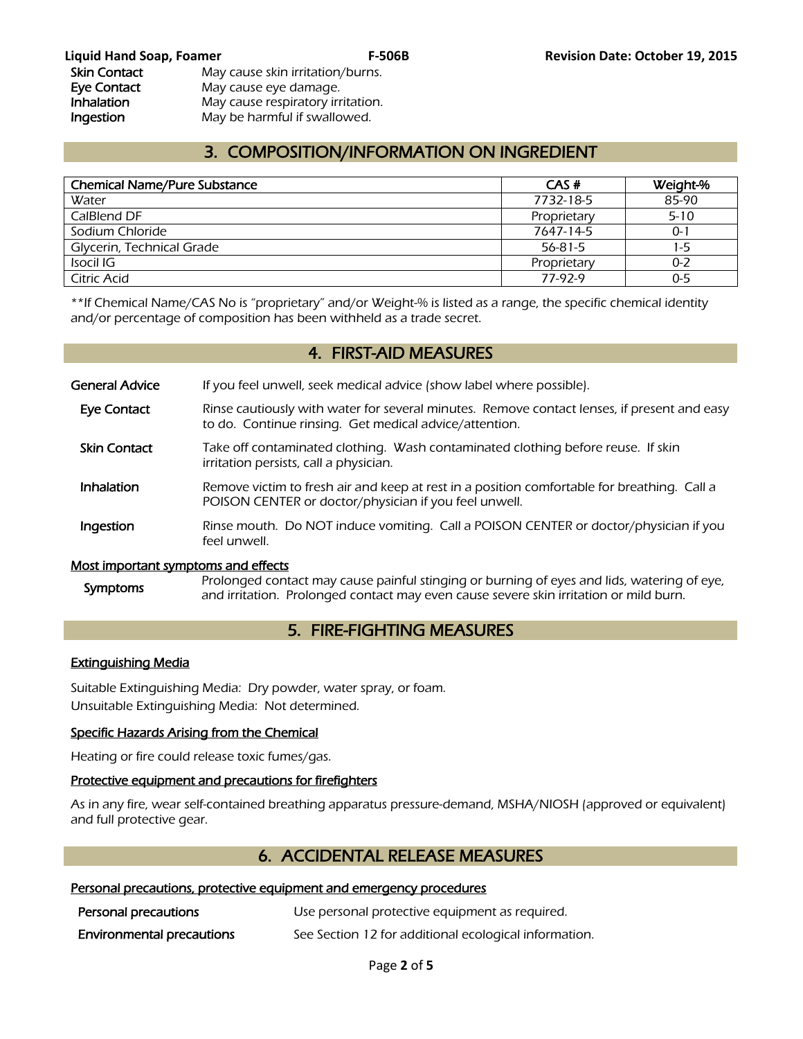| | |
|---|---|
| **Skin Contact** | May cause skin irritation/burns. |
| **Eye Contact** | May cause eye damage. |
| **Inhalation** | May cause respiratory irritation. |
| **Ingestion** | May be harmful if swallowed. |

## 3. COMPOSITION/INFORMATION ON INGREDIENT

| Chemical Name/Pure Substance | CAS # | Weight-% |
|---|---|---|
| Water | 7732-18-5 | 85-90 |
| CalBlend DF | Proprietary | 5-10 |
| Sodium Chloride | 7647-14-5 | 0-1 |
| Glycerin, Technical Grade | 56-81-5 | 1-5 |
| Isocil IG | Proprietary | 0-2 |
| Citric Acid | 77-92-9 | 0-5 |

**If Chemical Name/CAS No is "proprietary" and/or Weight-% is listed as a range, the specific chemical identity and/or percentage of composition has been withheld as a trade secret.

## 4. FIRST-AID MEASURES

**General Advice** If you feel unwell, seek medical advice (show label where possible).

**Eye Contact** Rinse cautiously with water for several minutes. Remove contact lenses, if present and easy to do. Continue rinsing. Get medical advice/attention.

**Skin Contact** Take off contaminated clothing. Wash contaminated clothing before reuse. If skin irritation persists, call a physician.

**Inhalation** Remove victim to fresh air and keep at rest in a position comfortable for breathing. Call a POISON CENTER or doctor/physician if you feel unwell.

**Ingestion** Rinse mouth. Do NOT induce vomiting. Call a POISON CENTER or doctor/physician if you feel unwell.

### Most important symptoms and effects

**Symptoms** Prolonged contact may cause painful stinging or burning of eyes and lids, watering of eye, and irritation. Prolonged contact may even cause severe skin irritation or mild burn.

## 5. FIRE-FIGHTING MEASURES

### Extinguishing Media

Suitable Extinguishing Media: Dry powder, water spray, or foam.
Unsuitable Extinguishing Media: Not determined.

### Specific Hazards Arising from the Chemical

Heating or fire could release toxic fumes/gas.

### Protective equipment and precautions for firefighters

As in any fire, wear self-contained breathing apparatus pressure-demand, MSHA/NIOSH (approved or equivalent) and full protective gear.

## 6. ACCIDENTAL RELEASE MEASURES

### Personal precautions, protective equipment and emergency procedures

**Personal precautions** Use personal protective equipment as required.

**Environmental precautions** See Section 12 for additional ecological information.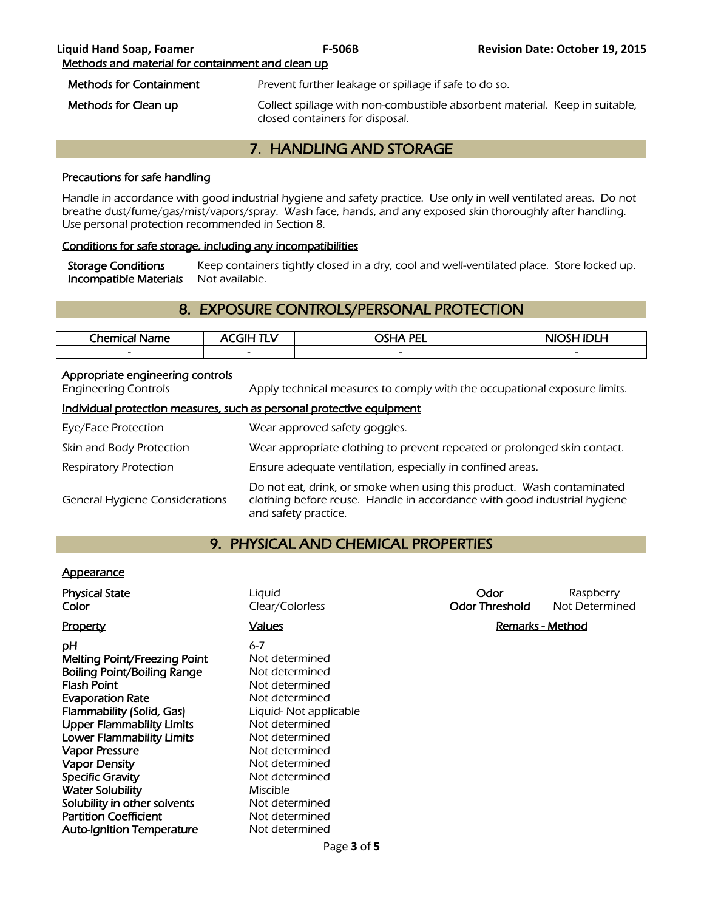Methods and material for containment and clean up

| | |
|---|---|
| **Methods for Containment** | Prevent further leakage or spillage if safe to do so. |
| **Methods for Clean up** | Collect spillage with non-combustible absorbent material. Keep in suitable, closed containers for disposal. |

## 7. HANDLING AND STORAGE

Precautions for safe handling

Handle in accordance with good industrial hygiene and safety practice. Use only in well ventilated areas. Do not breathe dust/fume/gas/mist/vapors/spray. Wash face, hands, and any exposed skin thoroughly after handling. Use personal protection recommended in Section 8.

Conditions for safe storage, including any incompatibilities

| | |
|---|---|
| **Storage Conditions** | Keep containers tightly closed in a dry, cool and well-ventilated place. Store locked up. |
| **Incompatible Materials** | Not available. |

## 8. EXPOSURE CONTROLS/PERSONAL PROTECTION

| Chemical Name | ACGIH TLV | OSHA PEL | NIOSH IDLH |
|---|---|---|---|
| - | - | - | - |

Appropriate engineering controls

| | |
|---|---|
| Engineering Controls | Apply technical measures to comply with the occupational exposure limits. |

Individual protection measures, such as personal protective equipment

| | |
|---|---|
| Eye/Face Protection | Wear approved safety goggles. |
| Skin and Body Protection | Wear appropriate clothing to prevent repeated or prolonged skin contact. |
| Respiratory Protection | Ensure adequate ventilation, especially in confined areas. |
| General Hygiene Considerations | Do not eat, drink, or smoke when using this product. Wash contaminated clothing before reuse. Handle in accordance with good industrial hygiene and safety practice. |

## 9. PHYSICAL AND CHEMICAL PROPERTIES

Appearance

| | | | |
|---|---|---|---|
| **Physical State** | Liquid | **Odor** | Raspberry |
| **Color** | Clear/Colorless | **Odor Threshold** | Not Determined |

| Property | Values | Remarks - Method |
|---|---|---|
| **pH** | 6-7 | |
| **Melting Point/Freezing Point** | Not determined | |
| **Boiling Point/Boiling Range** | Not determined | |
| **Flash Point** | Not determined | |
| **Evaporation Rate** | Not determined | |
| **Flammability (Solid, Gas)** | Liquid- Not applicable | |
| **Upper Flammability Limits** | Not determined | |
| **Lower Flammability Limits** | Not determined | |
| **Vapor Pressure** | Not determined | |
| **Vapor Density** | Not determined | |
| **Specific Gravity** | Not determined | |
| **Water Solubility** | Miscible | |
| **Solubility in other solvents** | Not determined | |
| **Partition Coefficient** | Not determined | |
| **Auto-ignition Temperature** | Not determined | |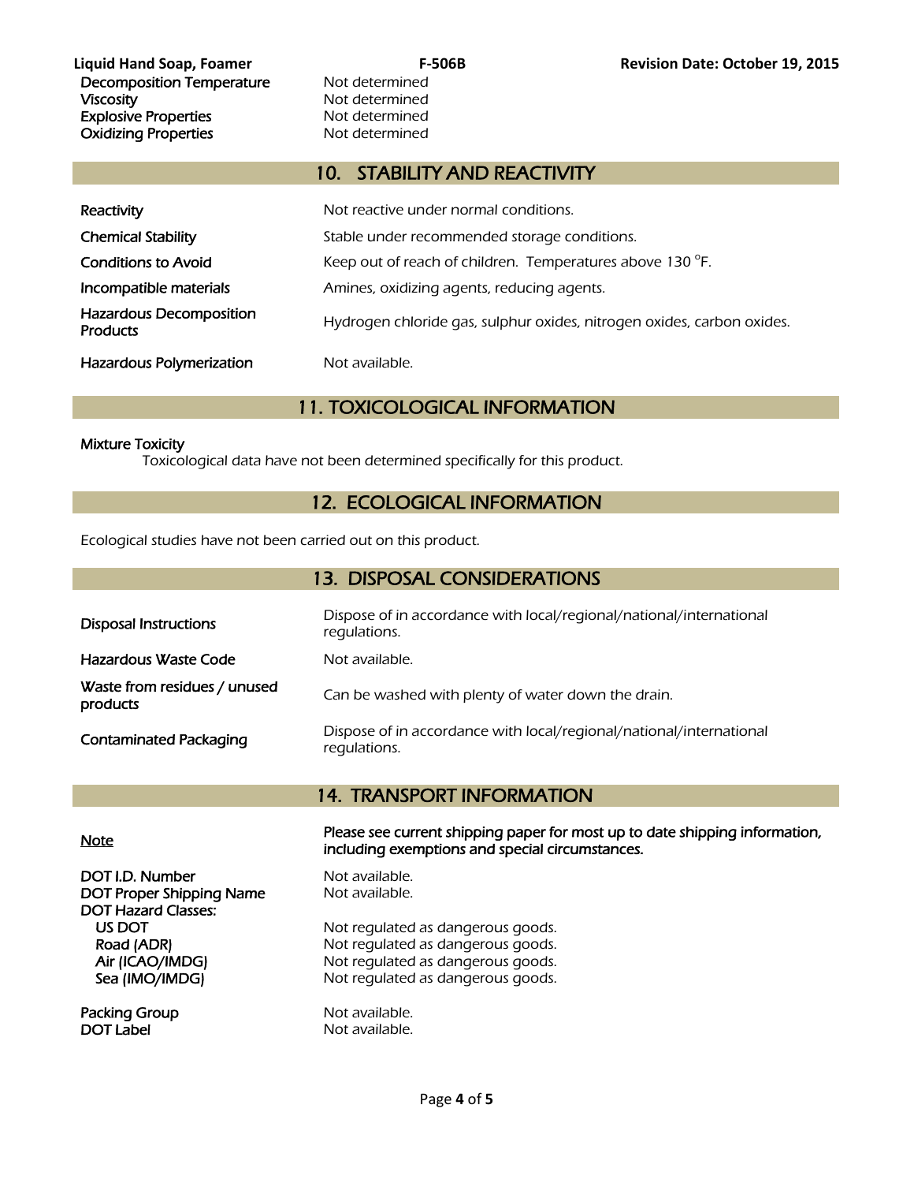| | |
|---|---|
| Decomposition Temperature | Not determined |
| Viscosity | Not determined |
| Explosive Properties | Not determined |
| Oxidizing Properties | Not determined |

## 10. STABILITY AND REACTIVITY

| | |
|---|---|
| Reactivity | Not reactive under normal conditions. |
| Chemical Stability | Stable under recommended storage conditions. |
| Conditions to Avoid | Keep out of reach of children. Temperatures above 130 °F. |
| Incompatible materials | Amines, oxidizing agents, reducing agents. |
| Hazardous Decomposition Products | Hydrogen chloride gas, sulphur oxides, nitrogen oxides, carbon oxides. |
| Hazardous Polymerization | Not available. |

## 11. TOXICOLOGICAL INFORMATION

Mixture Toxicity

Toxicological data have not been determined specifically for this product.

## 12. ECOLOGICAL INFORMATION

Ecological studies have not been carried out on this product.

## 13. DISPOSAL CONSIDERATIONS

| | |
|---|---|
| Disposal Instructions | Dispose of in accordance with local/regional/national/international regulations. |
| Hazardous Waste Code | Not available. |
| Waste from residues / unused products | Can be washed with plenty of water down the drain. |
| Contaminated Packaging | Dispose of in accordance with local/regional/national/international regulations. |

## 14. TRANSPORT INFORMATION

<u>Note</u> — **Please see current shipping paper for most up to date shipping information, including exemptions and special circumstances.**

| | |
|---|---|
| DOT I.D. Number | Not available. |
| DOT Proper Shipping Name | Not available. |
| DOT Hazard Classes: | |
| US DOT | Not regulated as dangerous goods. |
| Road (ADR) | Not regulated as dangerous goods. |
| Air (ICAO/IMDG) | Not regulated as dangerous goods. |
| Sea (IMO/IMDG) | Not regulated as dangerous goods. |
| Packing Group | Not available. |
| DOT Label | Not available. |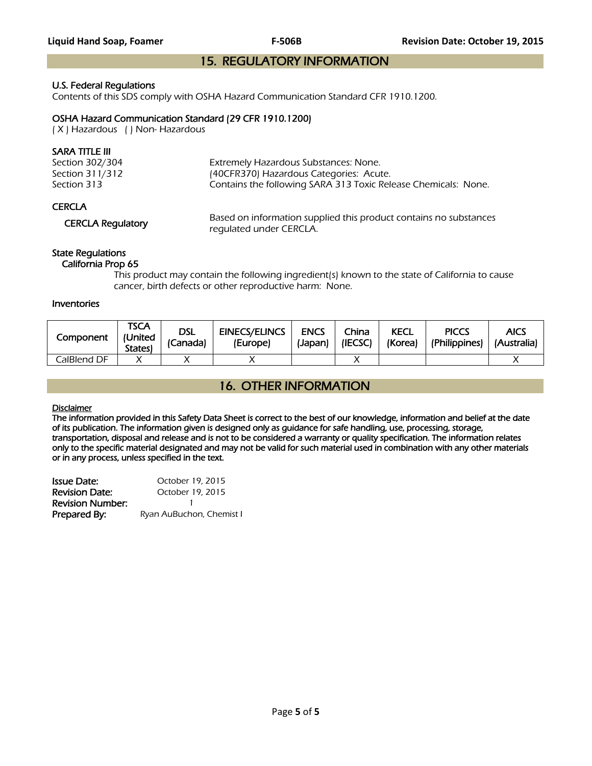## 15. REGULATORY INFORMATION

### U.S. Federal Regulations

Contents of this SDS comply with OSHA Hazard Communication Standard CFR 1910.1200.

### OSHA Hazard Communication Standard (29 CFR 1910.1200)

( X ) Hazardous ( ) Non- Hazardous

### SARA TITLE III

| | |
|---|---|
| Section 302/304 | Extremely Hazardous Substances: None. |
| Section 311/312 | (40CFR370) Hazardous Categories: Acute. |
| Section 313 | Contains the following SARA 313 Toxic Release Chemicals: None. |

### CERCLA

| | |
|---|---|
| CERCLA Regulatory | Based on information supplied this product contains no substances regulated under CERCLA. |

### State Regulations

#### California Prop 65

This product may contain the following ingredient(s) known to the state of California to cause cancer, birth defects or other reproductive harm: None.

### Inventories

| Component | TSCA (United States) | DSL (Canada) | EINECS/ELINCS (Europe) | ENCS (Japan) | China (IECSC) | KECL (Korea) | PICCS (Philippines) | AICS (Australia) |
|---|---|---|---|---|---|---|---|---|
| CalBlend DF | X | X | X | | X | | | X |

## 16. OTHER INFORMATION

<u>Disclaimer</u>

**The information provided in this Safety Data Sheet is correct to the best of our knowledge, information and belief at the date of its publication. The information given is designed only as guidance for safe handling, use, processing, storage, transportation, disposal and release and is not to be considered a warranty or quality specification. The information relates only to the specific material designated and may not be valid for such material used in combination with any other materials or in any process, unless specified in the text.**

**Issue Date:** October 19, 2015
**Revision Date:** October 19, 2015
**Revision Number:** 1
**Prepared By:** Ryan AuBuchon, Chemist I